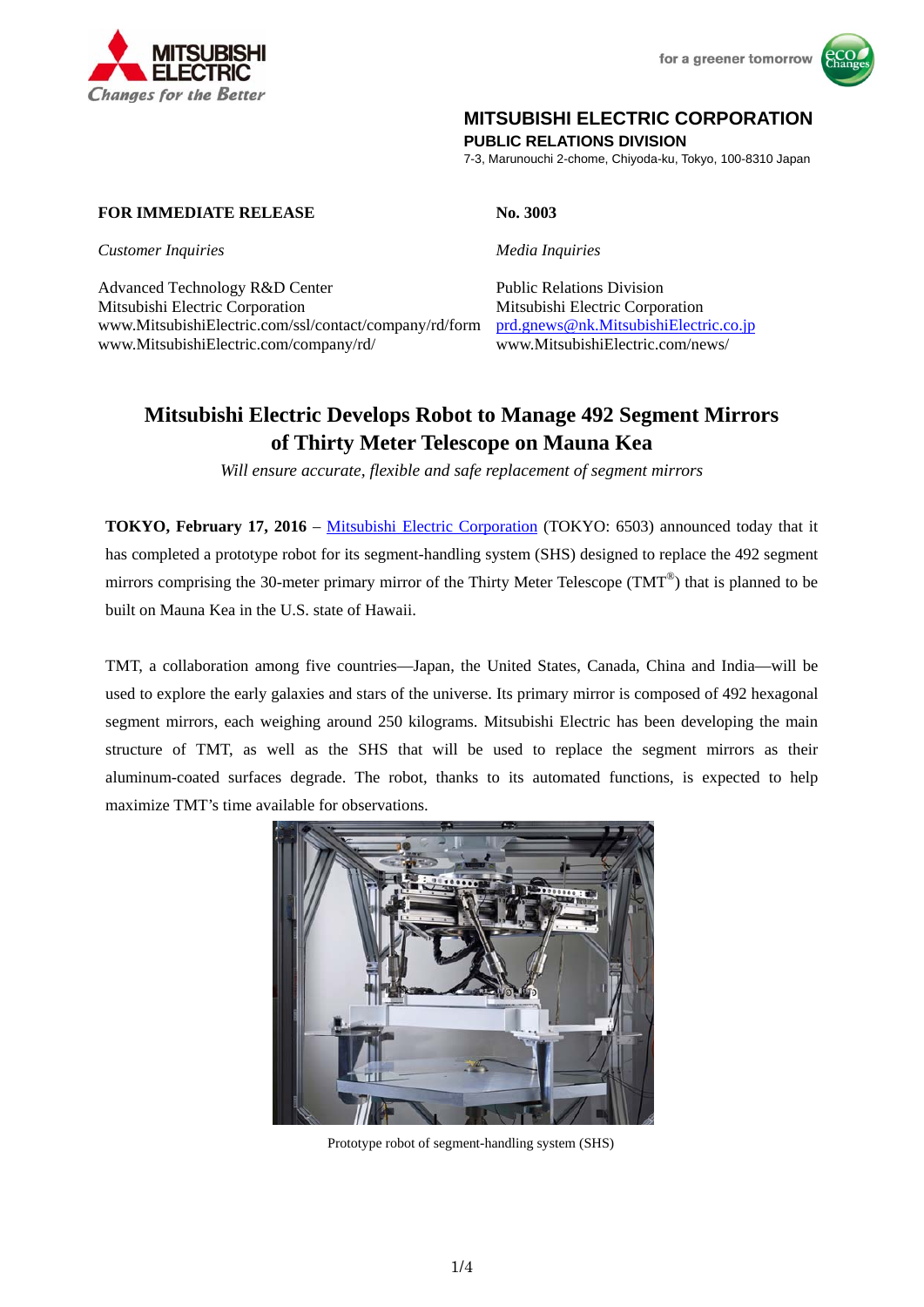MITSUBISHI ELECTRIC
*Changes for the Better*

for a greener tomorrow

**MITSUBISHI ELECTRIC CORPORATION**
**PUBLIC RELATIONS DIVISION**
7-3, Marunouchi 2-chome, Chiyoda-ku, Tokyo, 100-8310 Japan

**FOR IMMEDIATE RELEASE**

**No. 3003**

*Customer Inquiries*

Advanced Technology R&D Center
Mitsubishi Electric Corporation
www.MitsubishiElectric.com/ssl/contact/company/rd/form
www.MitsubishiElectric.com/company/rd/

*Media Inquiries*

Public Relations Division
Mitsubishi Electric Corporation
prd.gnews@nk.MitsubishiElectric.co.jp
www.MitsubishiElectric.com/news/

# Mitsubishi Electric Develops Robot to Manage 492 Segment Mirrors of Thirty Meter Telescope on Mauna Kea

*Will ensure accurate, flexible and safe replacement of segment mirrors*

**TOKYO, February 17, 2016** – Mitsubishi Electric Corporation (TOKYO: 6503) announced today that it has completed a prototype robot for its segment-handling system (SHS) designed to replace the 492 segment mirrors comprising the 30-meter primary mirror of the Thirty Meter Telescope (TMT®) that is planned to be built on Mauna Kea in the U.S. state of Hawaii.

TMT, a collaboration among five countries—Japan, the United States, Canada, China and India—will be used to explore the early galaxies and stars of the universe. Its primary mirror is composed of 492 hexagonal segment mirrors, each weighing around 250 kilograms. Mitsubishi Electric has been developing the main structure of TMT, as well as the SHS that will be used to replace the segment mirrors as their aluminum-coated surfaces degrade. The robot, thanks to its automated functions, is expected to help maximize TMT's time available for observations.

Prototype robot of segment-handling system (SHS)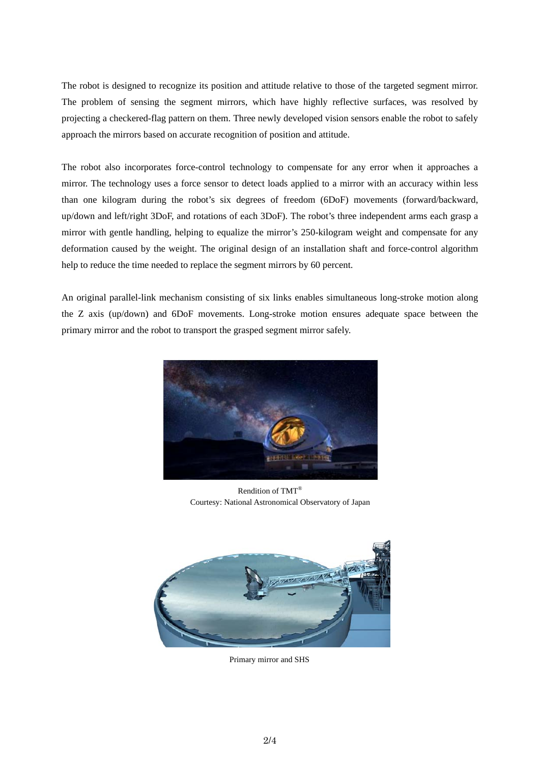The robot is designed to recognize its position and attitude relative to those of the targeted segment mirror. The problem of sensing the segment mirrors, which have highly reflective surfaces, was resolved by projecting a checkered-flag pattern on them. Three newly developed vision sensors enable the robot to safely approach the mirrors based on accurate recognition of position and attitude.

The robot also incorporates force-control technology to compensate for any error when it approaches a mirror. The technology uses a force sensor to detect loads applied to a mirror with an accuracy within less than one kilogram during the robot's six degrees of freedom (6DoF) movements (forward/backward, up/down and left/right 3DoF, and rotations of each 3DoF). The robot's three independent arms each grasp a mirror with gentle handling, helping to equalize the mirror's 250-kilogram weight and compensate for any deformation caused by the weight. The original design of an installation shaft and force-control algorithm help to reduce the time needed to replace the segment mirrors by 60 percent.

An original parallel-link mechanism consisting of six links enables simultaneous long-stroke motion along the Z axis (up/down) and 6DoF movements. Long-stroke motion ensures adequate space between the primary mirror and the robot to transport the grasped segment mirror safely.

Rendition of TMT®
Courtesy: National Astronomical Observatory of Japan

Primary mirror and SHS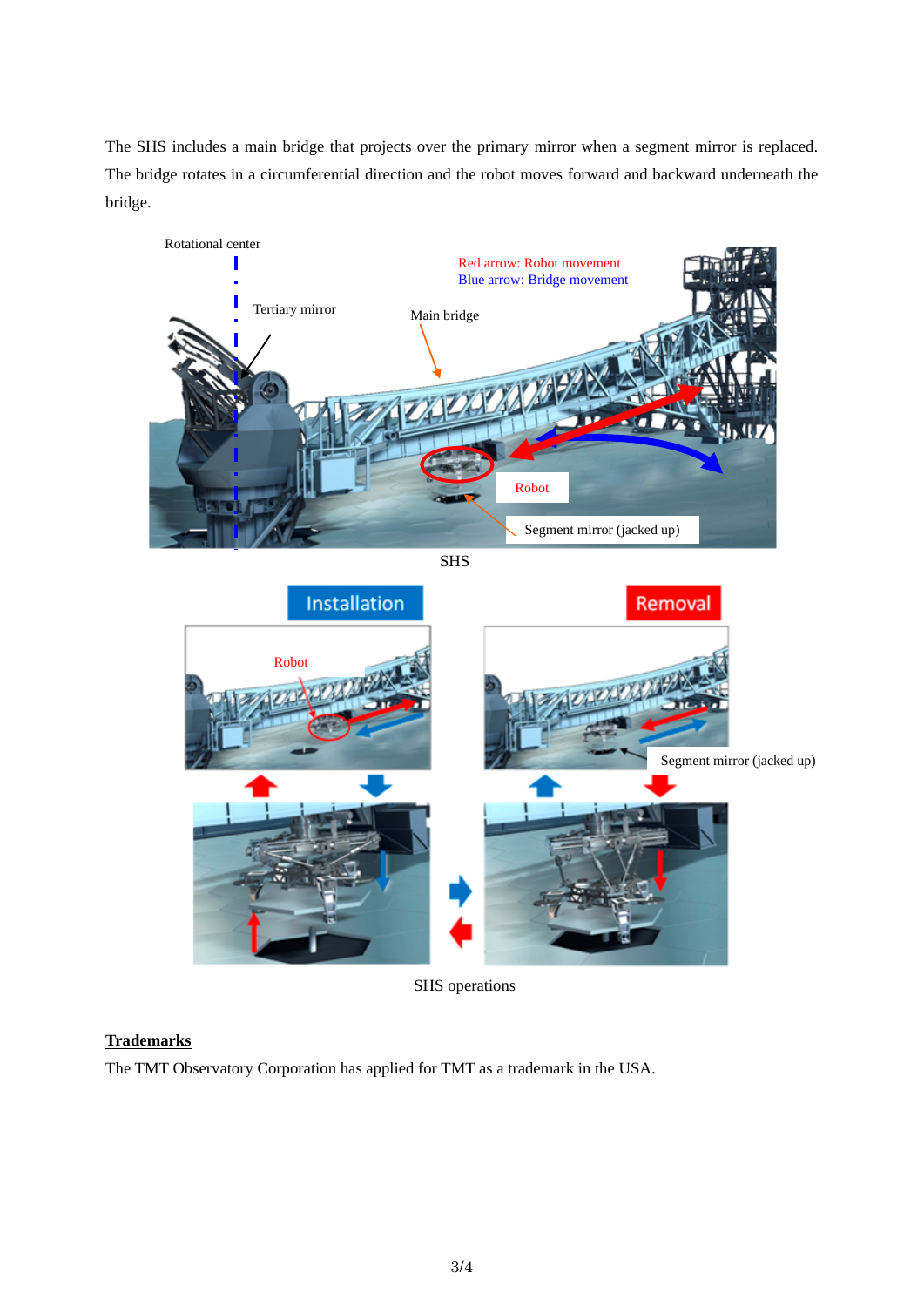The SHS includes a main bridge that projects over the primary mirror when a segment mirror is replaced. The bridge rotates in a circumferential direction and the robot moves forward and backward underneath the bridge.

SHS

SHS operations

**Trademarks**

The TMT Observatory Corporation has applied for TMT as a trademark in the USA.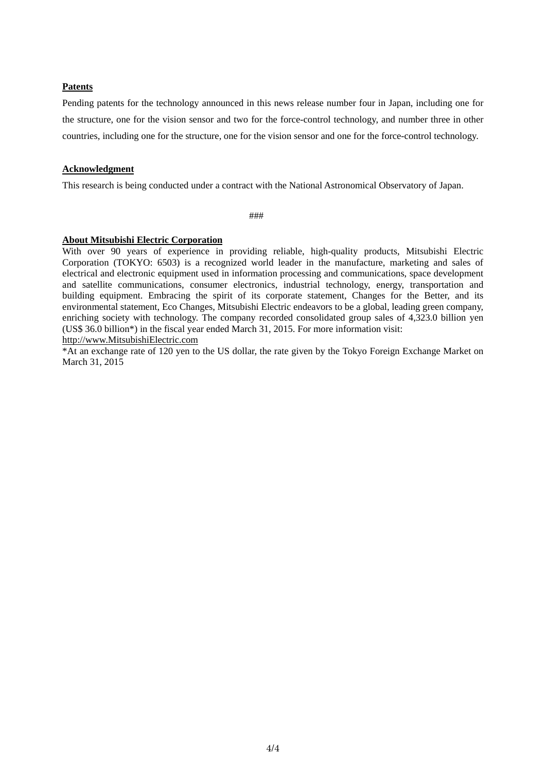**Patents**

Pending patents for the technology announced in this news release number four in Japan, including one for the structure, one for the vision sensor and two for the force-control technology, and number three in other countries, including one for the structure, one for the vision sensor and one for the force-control technology.

**Acknowledgment**

This research is being conducted under a contract with the National Astronomical Observatory of Japan.

###

**About Mitsubishi Electric Corporation**

With over 90 years of experience in providing reliable, high-quality products, Mitsubishi Electric Corporation (TOKYO: 6503) is a recognized world leader in the manufacture, marketing and sales of electrical and electronic equipment used in information processing and communications, space development and satellite communications, consumer electronics, industrial technology, energy, transportation and building equipment. Embracing the spirit of its corporate statement, Changes for the Better, and its environmental statement, Eco Changes, Mitsubishi Electric endeavors to be a global, leading green company, enriching society with technology. The company recorded consolidated group sales of 4,323.0 billion yen (US$ 36.0 billion*) in the fiscal year ended March 31, 2015. For more information visit:
http://www.MitsubishiElectric.com

*At an exchange rate of 120 yen to the US dollar, the rate given by the Tokyo Foreign Exchange Market on March 31, 2015